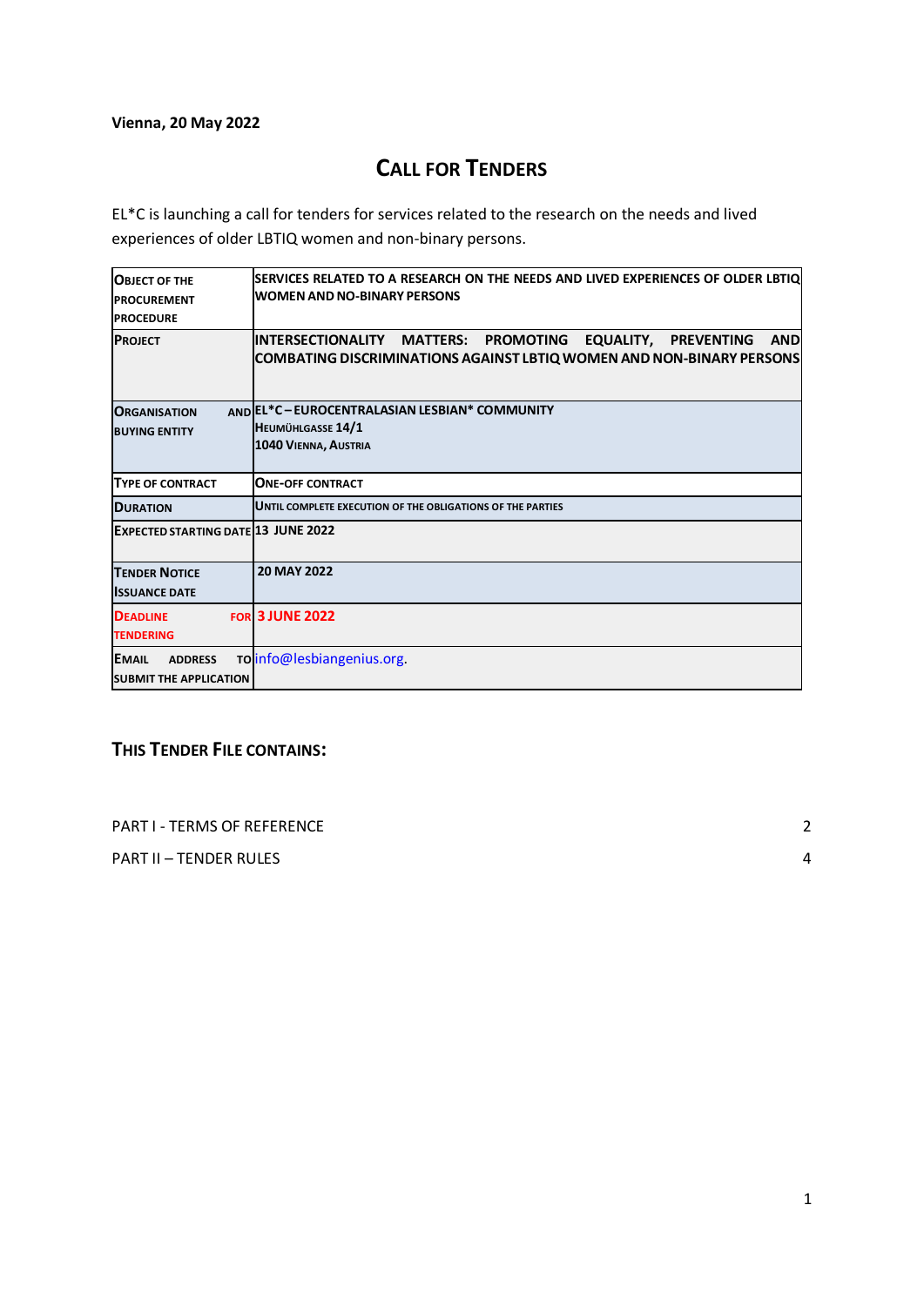**Vienna, 20 May 2022**

# CALL FOR TENDERS

EL*C is launching a call for tenders for services related to the research on the needs and lived experiences of older LBTIQ women and non-binary persons.

| | |
|---|---|
| **OBJECT OF THE PROCUREMENT PROCEDURE** | **SERVICES RELATED TO A RESEARCH ON THE NEEDS AND LIVED EXPERIENCES OF OLDER LBTIQ WOMEN AND NO-BINARY PERSONS** |
| **PROJECT** | **INTERSECTIONALITY MATTERS: PROMOTING EQUALITY, PREVENTING AND COMBATING DISCRIMINATIONS AGAINST LBTIQ WOMEN AND NON-BINARY PERSONS** |
| **ORGANISATION AND BUYING ENTITY** | **EL*C – EUROCENTRALASIAN LESBIAN* COMMUNITY**<br>**HEUMÜHLGASSE 14/1**<br>**1040 VIENNA, AUSTRIA** |
| **TYPE OF CONTRACT** | **ONE-OFF CONTRACT** |
| **DURATION** | **UNTIL COMPLETE EXECUTION OF THE OBLIGATIONS OF THE PARTIES** |
| **EXPECTED STARTING DATE** | **13 JUNE 2022** |
| **TENDER NOTICE ISSUANCE DATE** | **20 MAY 2022** |
| **DEADLINE FOR TENDERING** | **3 JUNE 2022** |
| **EMAIL ADDRESS TO SUBMIT THE APPLICATION** | info@lesbiangenius.org. |

## THIS TENDER FILE CONTAINS:

PART I - TERMS OF REFERENCE 2

PART II – TENDER RULES 4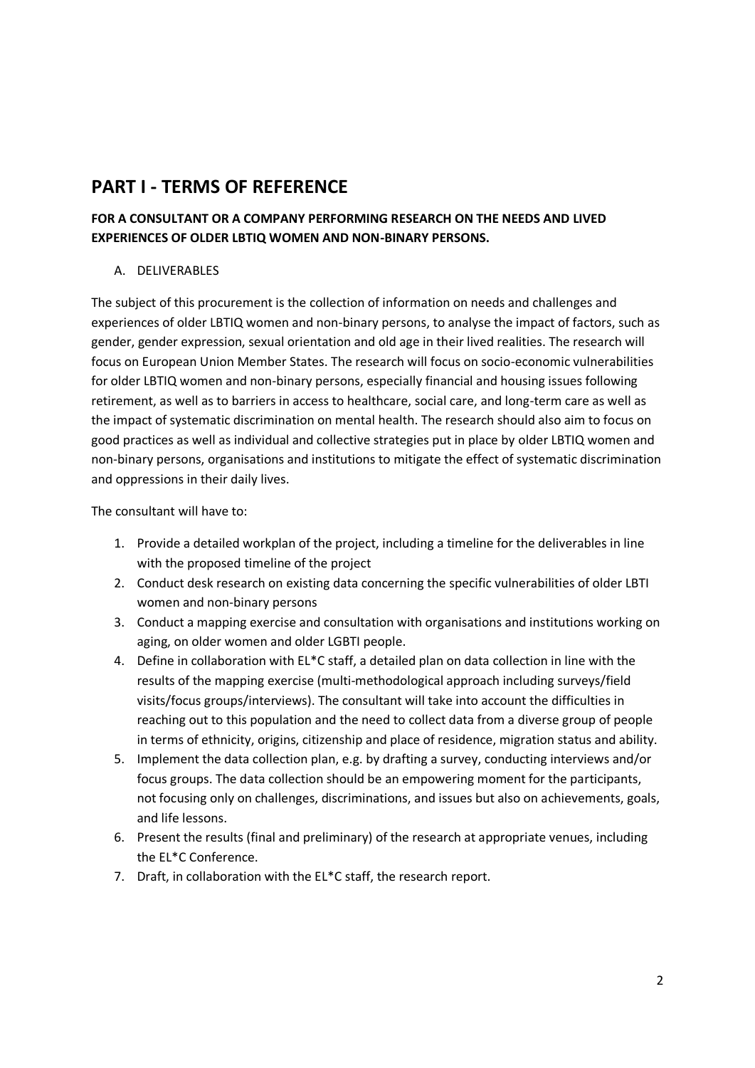# PART I - TERMS OF REFERENCE

**FOR A CONSULTANT OR A COMPANY PERFORMING RESEARCH ON THE NEEDS AND LIVED EXPERIENCES OF OLDER LBTIQ WOMEN AND NON-BINARY PERSONS.**

A. DELIVERABLES

The subject of this procurement is the collection of information on needs and challenges and experiences of older LBTIQ women and non-binary persons, to analyse the impact of factors, such as gender, gender expression, sexual orientation and old age in their lived realities. The research will focus on European Union Member States. The research will focus on socio-economic vulnerabilities for older LBTIQ women and non-binary persons, especially financial and housing issues following retirement, as well as to barriers in access to healthcare, social care, and long-term care as well as the impact of systematic discrimination on mental health. The research should also aim to focus on good practices as well as individual and collective strategies put in place by older LBTIQ women and non-binary persons, organisations and institutions to mitigate the effect of systematic discrimination and oppressions in their daily lives.

The consultant will have to:

1. Provide a detailed workplan of the project, including a timeline for the deliverables in line with the proposed timeline of the project
2. Conduct desk research on existing data concerning the specific vulnerabilities of older LBTI women and non-binary persons
3. Conduct a mapping exercise and consultation with organisations and institutions working on aging, on older women and older LGBTI people.
4. Define in collaboration with EL*C staff, a detailed plan on data collection in line with the results of the mapping exercise (multi-methodological approach including surveys/field visits/focus groups/interviews). The consultant will take into account the difficulties in reaching out to this population and the need to collect data from a diverse group of people in terms of ethnicity, origins, citizenship and place of residence, migration status and ability.
5. Implement the data collection plan, e.g. by drafting a survey, conducting interviews and/or focus groups. The data collection should be an empowering moment for the participants, not focusing only on challenges, discriminations, and issues but also on achievements, goals, and life lessons.
6. Present the results (final and preliminary) of the research at appropriate venues, including the EL*C Conference.
7. Draft, in collaboration with the EL*C staff, the research report.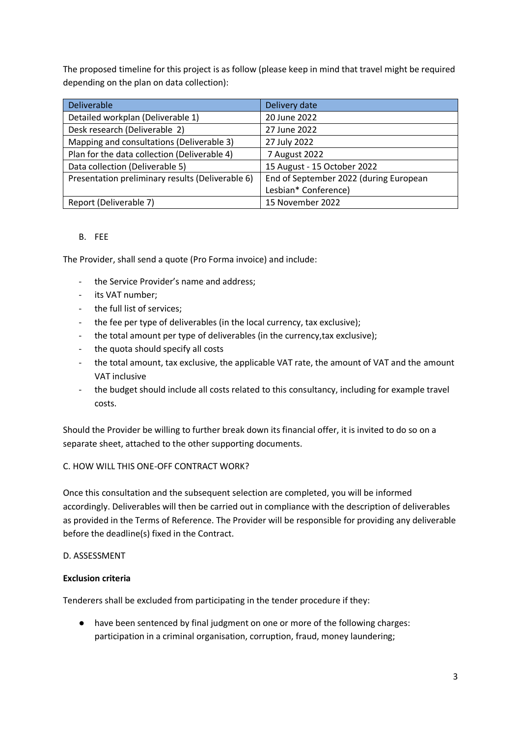The proposed timeline for this project is as follow (please keep in mind that travel might be required depending on the plan on data collection):

| Deliverable | Delivery date |
| --- | --- |
| Detailed workplan (Deliverable 1) | 20 June 2022 |
| Desk research (Deliverable 2) | 27 June 2022 |
| Mapping and consultations (Deliverable 3) | 27 July 2022 |
| Plan for the data collection (Deliverable 4) | 7 August 2022 |
| Data collection (Deliverable 5) | 15 August - 15 October 2022 |
| Presentation preliminary results (Deliverable 6) | End of September 2022 (during European Lesbian* Conference) |
| Report (Deliverable 7) | 15 November 2022 |

B. FEE

The Provider, shall send a quote (Pro Forma invoice) and include:

- the Service Provider's name and address;
- its VAT number;
- the full list of services;
- the fee per type of deliverables (in the local currency, tax exclusive);
- the total amount per type of deliverables (in the currency,tax exclusive);
- the quota should specify all costs
- the total amount, tax exclusive, the applicable VAT rate, the amount of VAT and the amount VAT inclusive
- the budget should include all costs related to this consultancy, including for example travel costs.

Should the Provider be willing to further break down its financial offer, it is invited to do so on a separate sheet, attached to the other supporting documents.

C. HOW WILL THIS ONE-OFF CONTRACT WORK?

Once this consultation and the subsequent selection are completed, you will be informed accordingly. Deliverables will then be carried out in compliance with the description of deliverables as provided in the Terms of Reference. The Provider will be responsible for providing any deliverable before the deadline(s) fixed in the Contract.

D. ASSESSMENT

**Exclusion criteria**

Tenderers shall be excluded from participating in the tender procedure if they:

- have been sentenced by final judgment on one or more of the following charges: participation in a criminal organisation, corruption, fraud, money laundering;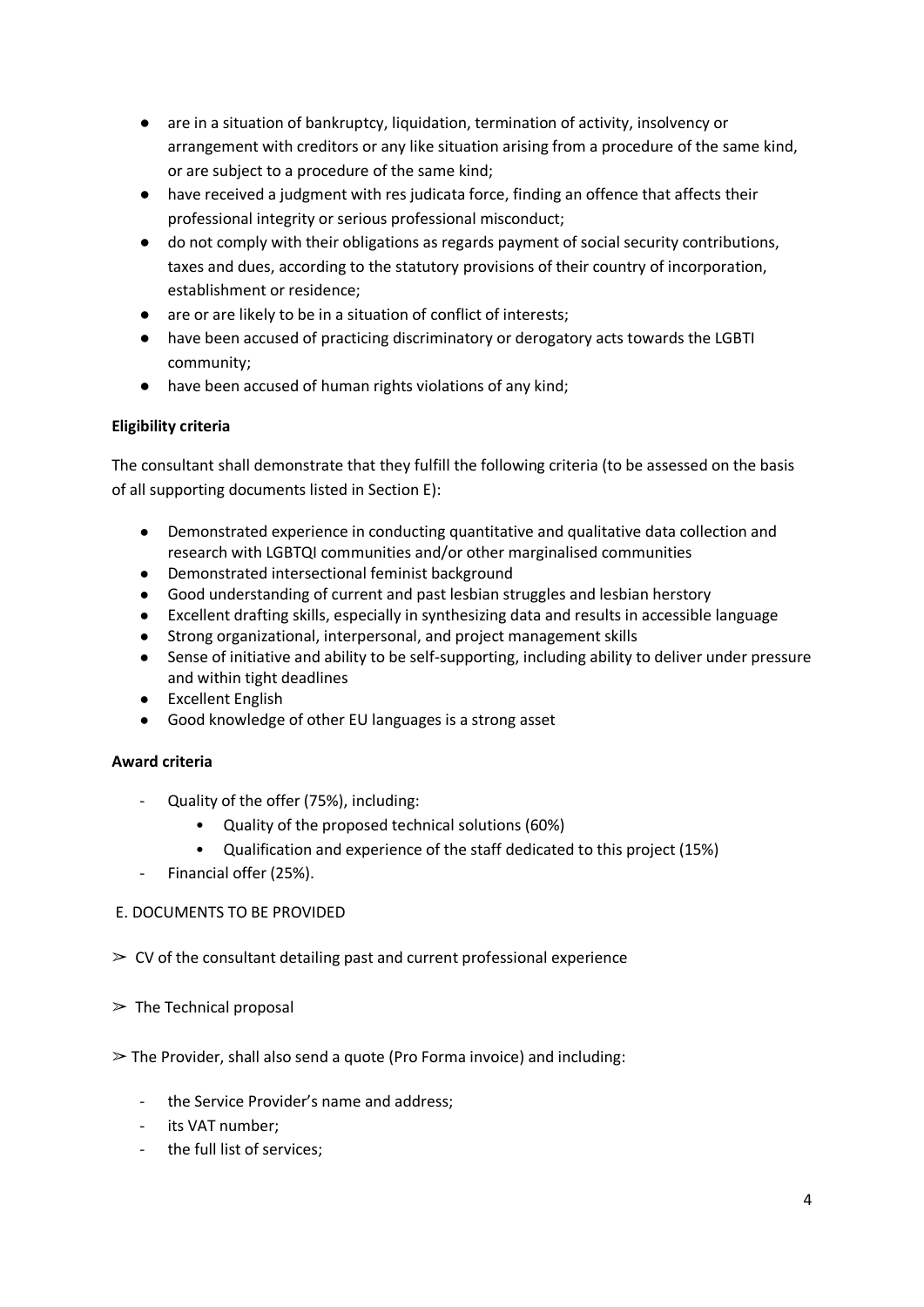- are in a situation of bankruptcy, liquidation, termination of activity, insolvency or arrangement with creditors or any like situation arising from a procedure of the same kind, or are subject to a procedure of the same kind;
- have received a judgment with res judicata force, finding an offence that affects their professional integrity or serious professional misconduct;
- do not comply with their obligations as regards payment of social security contributions, taxes and dues, according to the statutory provisions of their country of incorporation, establishment or residence;
- are or are likely to be in a situation of conflict of interests;
- have been accused of practicing discriminatory or derogatory acts towards the LGBTI community;
- have been accused of human rights violations of any kind;

**Eligibility criteria**

The consultant shall demonstrate that they fulfill the following criteria (to be assessed on the basis of all supporting documents listed in Section E):

- Demonstrated experience in conducting quantitative and qualitative data collection and research with LGBTQI communities and/or other marginalised communities
- Demonstrated intersectional feminist background
- Good understanding of current and past lesbian struggles and lesbian herstory
- Excellent drafting skills, especially in synthesizing data and results in accessible language
- Strong organizational, interpersonal, and project management skills
- Sense of initiative and ability to be self-supporting, including ability to deliver under pressure and within tight deadlines
- Excellent English
- Good knowledge of other EU languages is a strong asset

**Award criteria**

- Quality of the offer (75%), including:
  - Quality of the proposed technical solutions (60%)
  - Qualification and experience of the staff dedicated to this project (15%)
- Financial offer (25%).

E. DOCUMENTS TO BE PROVIDED

➢ CV of the consultant detailing past and current professional experience

➢ The Technical proposal

➢ The Provider, shall also send a quote (Pro Forma invoice) and including:

- the Service Provider's name and address;
- its VAT number;
- the full list of services;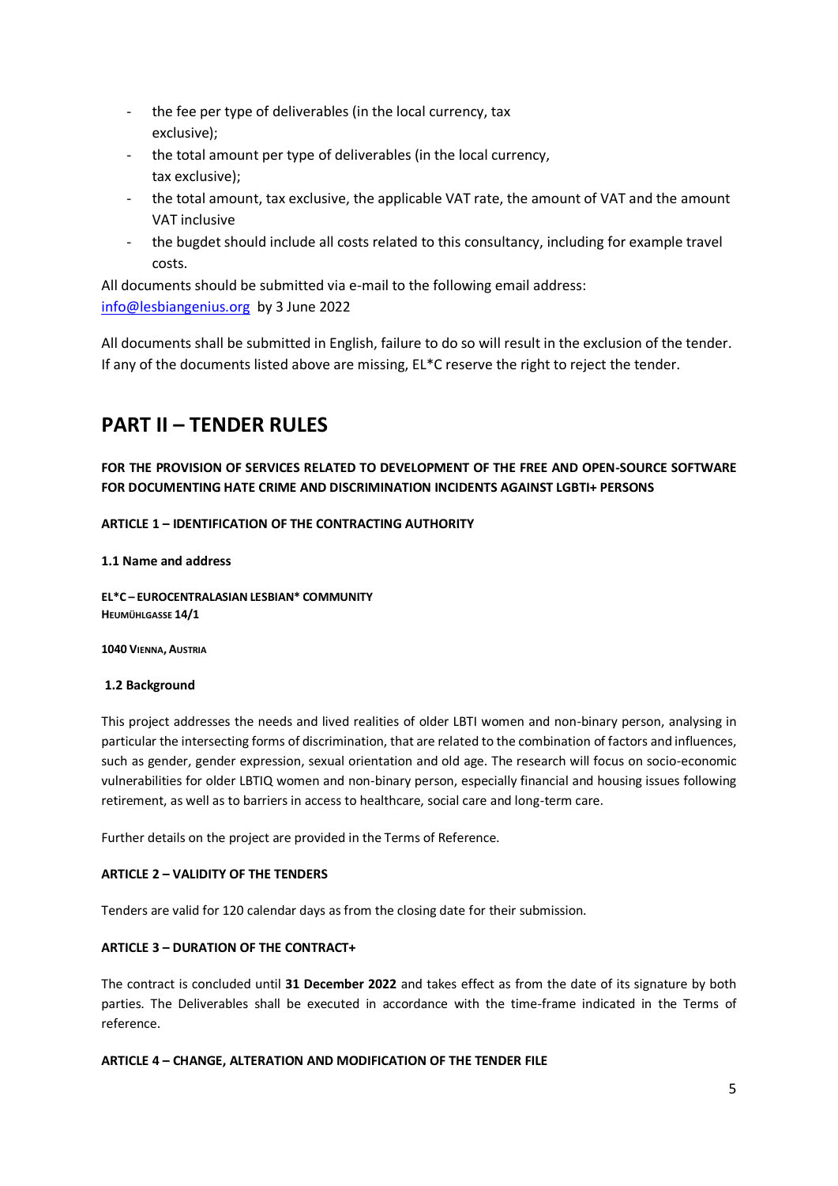- the fee per type of deliverables (in the local currency, tax exclusive);
- the total amount per type of deliverables (in the local currency, tax exclusive);
- the total amount, tax exclusive, the applicable VAT rate, the amount of VAT and the amount VAT inclusive
- the bugdet should include all costs related to this consultancy, including for example travel costs.

All documents should be submitted via e-mail to the following email address: [info@lesbiangenius.org](mailto:info@lesbiangenius.org) by 3 June 2022

All documents shall be submitted in English, failure to do so will result in the exclusion of the tender. If any of the documents listed above are missing, EL*C reserve the right to reject the tender.

# PART II – TENDER RULES

**FOR THE PROVISION OF SERVICES RELATED TO DEVELOPMENT OF THE FREE AND OPEN-SOURCE SOFTWARE FOR DOCUMENTING HATE CRIME AND DISCRIMINATION INCIDENTS AGAINST LGBTI+ PERSONS**

**ARTICLE 1 – IDENTIFICATION OF THE CONTRACTING AUTHORITY**

**1.1 Name and address**

**EL*C – EUROCENTRALASIAN LESBIAN* COMMUNITY**
**HEUMÜHLGASSE 14/1**

**1040 VIENNA, AUSTRIA**

**1.2 Background**

This project addresses the needs and lived realities of older LBTI women and non-binary person, analysing in particular the intersecting forms of discrimination, that are related to the combination of factors and influences, such as gender, gender expression, sexual orientation and old age. The research will focus on socio-economic vulnerabilities for older LBTIQ women and non-binary person, especially financial and housing issues following retirement, as well as to barriers in access to healthcare, social care and long-term care.

Further details on the project are provided in the Terms of Reference.

**ARTICLE 2 – VALIDITY OF THE TENDERS**

Tenders are valid for 120 calendar days as from the closing date for their submission.

**ARTICLE 3 – DURATION OF THE CONTRACT+**

The contract is concluded until **31 December 2022** and takes effect as from the date of its signature by both parties. The Deliverables shall be executed in accordance with the time-frame indicated in the Terms of reference.

**ARTICLE 4 – CHANGE, ALTERATION AND MODIFICATION OF THE TENDER FILE**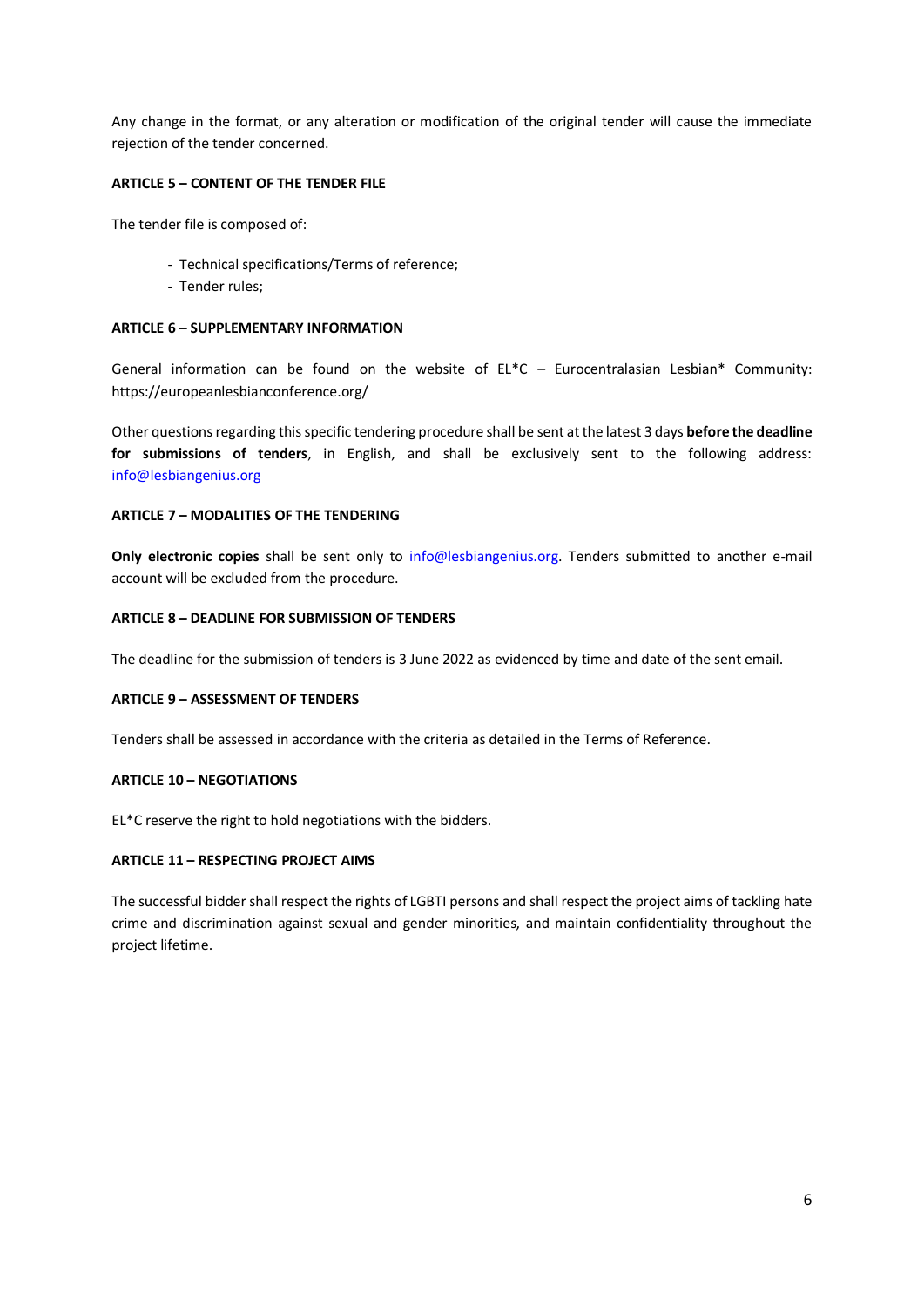Any change in the format, or any alteration or modification of the original tender will cause the immediate rejection of the tender concerned.

**ARTICLE 5 – CONTENT OF THE TENDER FILE**

The tender file is composed of:

- Technical specifications/Terms of reference;
- Tender rules;

**ARTICLE 6 – SUPPLEMENTARY INFORMATION**

General information can be found on the website of EL*C – Eurocentralasian Lesbian* Community: https://europeanlesbianconference.org/

Other questions regarding this specific tendering procedure shall be sent at the latest 3 days **before the deadline for submissions of tenders**, in English, and shall be exclusively sent to the following address: info@lesbiangenius.org

**ARTICLE 7 – MODALITIES OF THE TENDERING**

**Only electronic copies** shall be sent only to info@lesbiangenius.org. Tenders submitted to another e-mail account will be excluded from the procedure.

**ARTICLE 8 – DEADLINE FOR SUBMISSION OF TENDERS**

The deadline for the submission of tenders is 3 June 2022 as evidenced by time and date of the sent email.

**ARTICLE 9 – ASSESSMENT OF TENDERS**

Tenders shall be assessed in accordance with the criteria as detailed in the Terms of Reference.

**ARTICLE 10 – NEGOTIATIONS**

EL*C reserve the right to hold negotiations with the bidders.

**ARTICLE 11 – RESPECTING PROJECT AIMS**

The successful bidder shall respect the rights of LGBTI persons and shall respect the project aims of tackling hate crime and discrimination against sexual and gender minorities, and maintain confidentiality throughout the project lifetime.